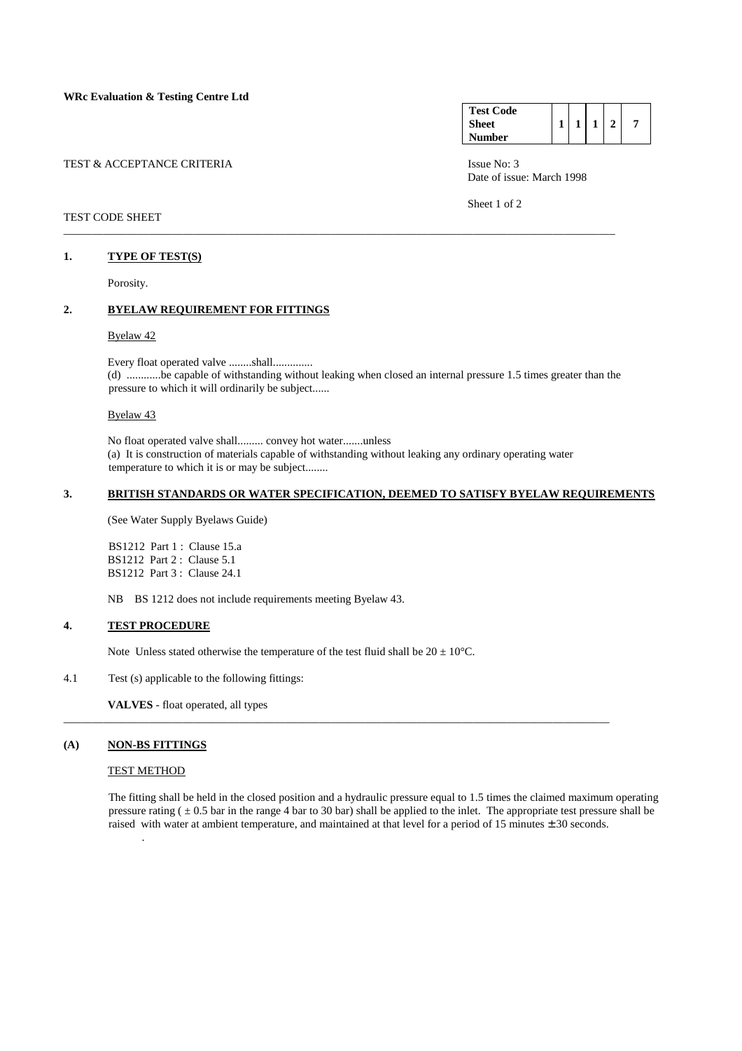**WRc Evaluation & Testing Centre Ltd**

| Test Code Sheet Number | 1 | 1 | 1 | 2 | 7 |
|---|---|---|---|---|---|

TEST & ACCEPTANCE CRITERIA

Issue No: 3
Date of issue: March 1998

TEST CODE SHEET

## 1. TYPE OF TEST(S)

Porosity.

## 2. BYELAW REQUIREMENT FOR FITTINGS

Byelaw 42

Every float operated valve ........shall.............
(d) ............be capable of withstanding without leaking when closed an internal pressure 1.5 times greater than the pressure to which it will ordinarily be subject......

Byelaw 43

No float operated valve shall......... convey hot water.......unless
(a) It is construction of materials capable of withstanding without leaking any ordinary operating water temperature to which it is or may be subject........

## 3. BRITISH STANDARDS OR WATER SPECIFICATION, DEEMED TO SATISFY BYELAW REQUIREMENTS

(See Water Supply Byelaws Guide)

BS1212 Part 1 : Clause 15.a
BS1212 Part 2 : Clause 5.1
BS1212 Part 3 : Clause 24.1

NB BS 1212 does not include requirements meeting Byelaw 43.

## 4. TEST PROCEDURE

Note Unless stated otherwise the temperature of the test fluid shall be 20 ± 10°C.

4.1 Test (s) applicable to the following fittings:

**VALVES** - float operated, all types

## (A) NON-BS FITTINGS

TEST METHOD

The fitting shall be held in the closed position and a hydraulic pressure equal to 1.5 times the claimed maximum operating pressure rating ( ± 0.5 bar in the range 4 bar to 30 bar) shall be applied to the inlet. The appropriate test pressure shall be raised with water at ambient temperature, and maintained at that level for a period of 15 minutes ± 30 seconds.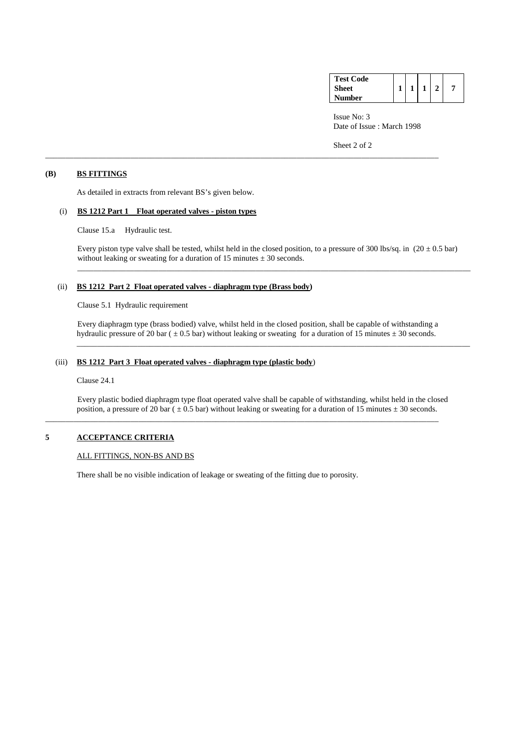| Test Code Sheet Number | 1 | 1 | 1 | 2 | 7 |
|---|---|---|---|---|---|

Issue No: 3
Date of Issue : March 1998

---

**(B) BS FITTINGS**

As detailed in extracts from relevant BS's given below.

(i) **BS 1212 Part 1 Float operated valves - piston types**

Clause 15.a Hydraulic test.

Every piston type valve shall be tested, whilst held in the closed position, to a pressure of 300 lbs/sq. in ($20 \pm 0.5$ bar) without leaking or sweating for a duration of 15 minutes $\pm$ 30 seconds.

---

(ii) **BS 1212 Part 2 Float operated valves - diaphragm type (Brass body)**

Clause 5.1 Hydraulic requirement

Every diaphragm type (brass bodied) valve, whilst held in the closed position, shall be capable of withstanding a hydraulic pressure of 20 bar ( $\pm$ 0.5 bar) without leaking or sweating for a duration of 15 minutes $\pm$ 30 seconds.

---

(iii) **BS 1212 Part 3 Float operated valves - diaphragm type (plastic body)**

Clause 24.1

Every plastic bodied diaphragm type float operated valve shall be capable of withstanding, whilst held in the closed position, a pressure of 20 bar ( $\pm$ 0.5 bar) without leaking or sweating for a duration of 15 minutes $\pm$ 30 seconds.

---

## 5 ACCEPTANCE CRITERIA

ALL FITTINGS, NON-BS AND BS

There shall be no visible indication of leakage or sweating of the fitting due to porosity.